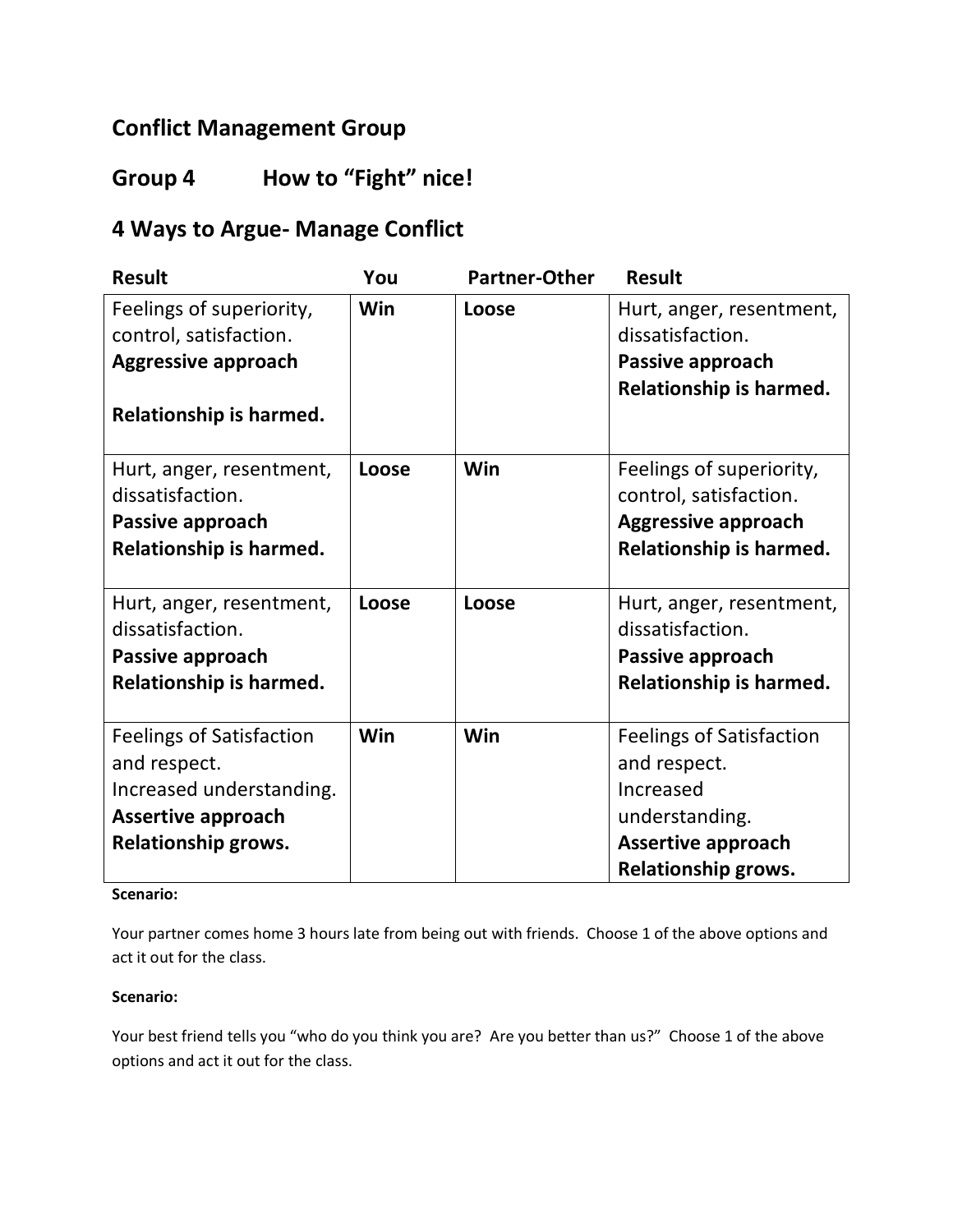## Conflict Management Group

## Group 4 How to "Fight" nice!

## 4 Ways to Argue- Manage Conflict

| Result | You | Partner-Other | Result |
|---|---|---|---|
| Feelings of superiority, control, satisfaction. **Aggressive approach** **Relationship is harmed.** | **Win** | **Loose** | Hurt, anger, resentment, dissatisfaction. **Passive approach** **Relationship is harmed.** |
| Hurt, anger, resentment, dissatisfaction. **Passive approach** **Relationship is harmed.** | **Loose** | **Win** | Feelings of superiority, control, satisfaction. **Aggressive approach** **Relationship is harmed.** |
| Hurt, anger, resentment, dissatisfaction. **Passive approach** **Relationship is harmed.** | **Loose** | **Loose** | Hurt, anger, resentment, dissatisfaction. **Passive approach** **Relationship is harmed.** |
| Feelings of Satisfaction and respect. Increased understanding. **Assertive approach** **Relationship grows.** | **Win** | **Win** | Feelings of Satisfaction and respect. Increased understanding. **Assertive approach** **Relationship grows.** |

**Scenario:**

Your partner comes home 3 hours late from being out with friends. Choose 1 of the above options and act it out for the class.

**Scenario:**

Your best friend tells you "who do you think you are? Are you better than us?" Choose 1 of the above options and act it out for the class.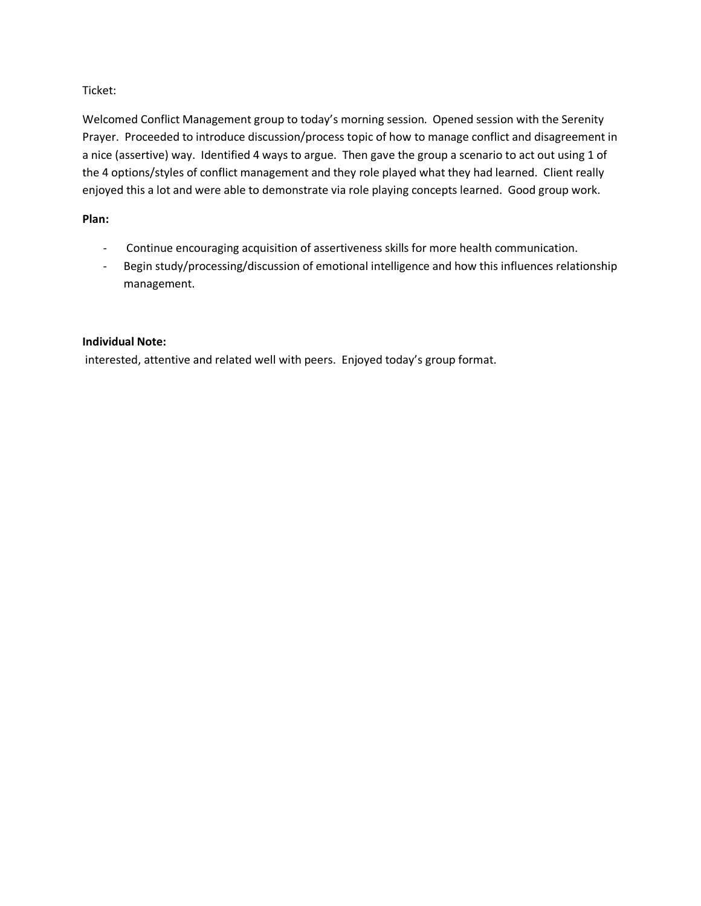Ticket:

Welcomed Conflict Management group to today's morning session. Opened session with the Serenity Prayer. Proceeded to introduce discussion/process topic of how to manage conflict and disagreement in a nice (assertive) way. Identified 4 ways to argue. Then gave the group a scenario to act out using 1 of the 4 options/styles of conflict management and they role played what they had learned. Client really enjoyed this a lot and were able to demonstrate via role playing concepts learned. Good group work.

**Plan:**

- Continue encouraging acquisition of assertiveness skills for more health communication.
- Begin study/processing/discussion of emotional intelligence and how this influences relationship management.

**Individual Note:**

interested, attentive and related well with peers. Enjoyed today's group format.